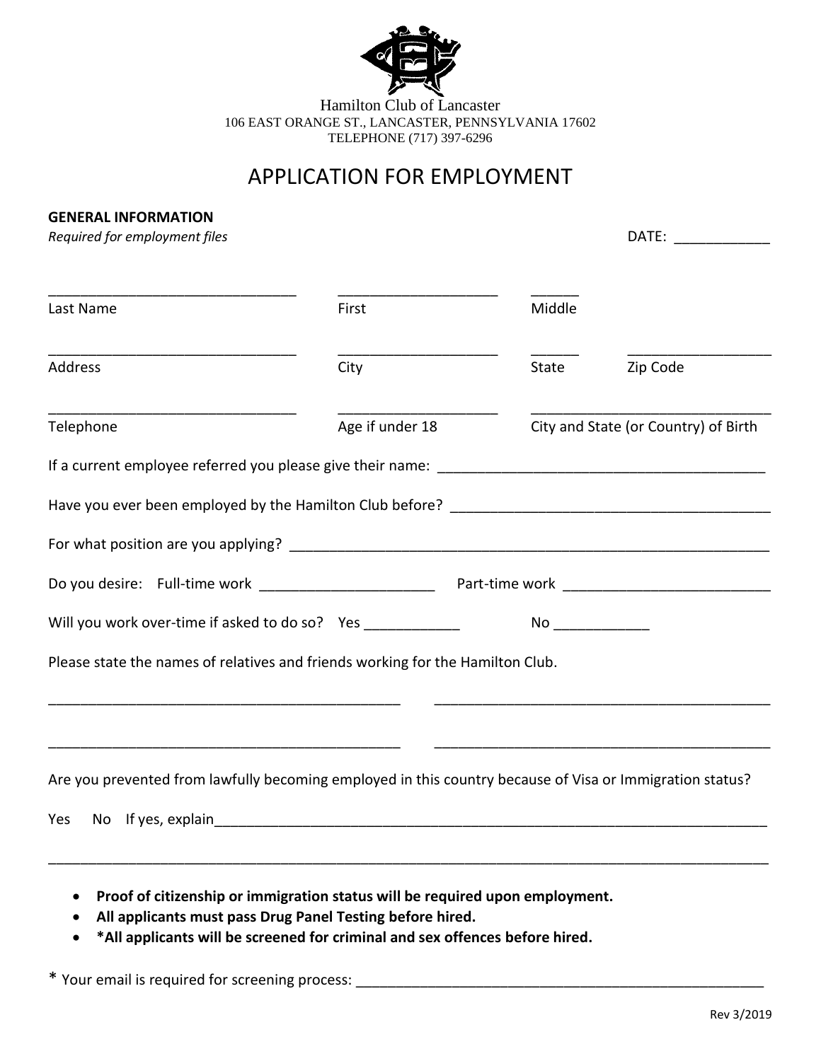Hamilton Club of Lancaster
106 EAST ORANGE ST., LANCASTER, PENNSYLVANIA 17602
TELEPHONE (717) 397-6296

# APPLICATION FOR EMPLOYMENT

**GENERAL INFORMATION**

*Required for employment files* DATE: ____________

________________________________ ____________________ ______
Last Name First Middle

________________________________ ____________________ ______ __________________
Address City State Zip Code

________________________________ ____________________ _______________________________
Telephone Age if under 18 City and State (or Country) of Birth

If a current employee referred you please give their name: __________________________________________

Have you ever been employed by the Hamilton Club before? __________________________________________

For what position are you applying? ______________________________________________________________

Do you desire: Full-time work ______________________ Part-time work __________________________

Will you work over-time if asked to do so? Yes ____________ No ____________

Please state the names of relatives and friends working for the Hamilton Club.

_____________________________________________ ____________________________________________

_____________________________________________ ____________________________________________

Are you prevented from lawfully becoming employed in this country because of Visa or Immigration status?

Yes No If yes, explain___________________________________________________________________________

_______________________________________________________________________________________________

- **Proof of citizenship or immigration status will be required upon employment.**
- **All applicants must pass Drug Panel Testing before hired.**
- **\*All applicants will be screened for criminal and sex offences before hired.**

\* Your email is required for screening process: _____________________________________________________

Rev 3/2019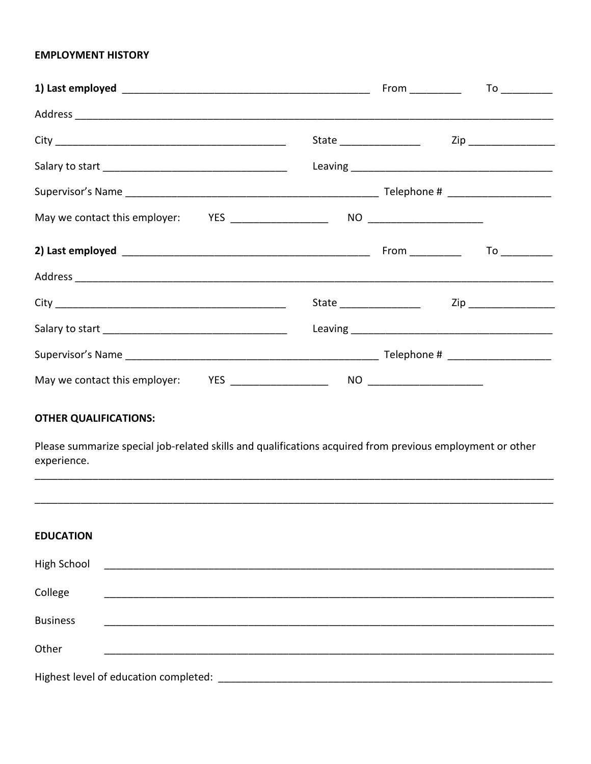**EMPLOYMENT HISTORY**

**1) Last employed** ____________________________________________ From _________ To _________

Address ________________________________________________________________________________

City _________________________________________ State ______________ Zip _______________

Salary to start _________________________________ Leaving ____________________________________

Supervisor's Name _____________________________________________ Telephone # __________________

May we contact this employer: YES _________________ NO ____________________

**2) Last employed** ____________________________________________ From _________ To _________

Address ________________________________________________________________________________

City _________________________________________ State ______________ Zip _______________

Salary to start _________________________________ Leaving ____________________________________

Supervisor's Name _____________________________________________ Telephone # __________________

May we contact this employer: YES _________________ NO ____________________

**OTHER QUALIFICATIONS:**

Please summarize special job-related skills and qualifications acquired from previous employment or other experience.

______________________________________________________________________________________

______________________________________________________________________________________

**EDUCATION**

High School ________________________________________________________________________

College ________________________________________________________________________

Business ________________________________________________________________________

Other ________________________________________________________________________

Highest level of education completed: ______________________________________________________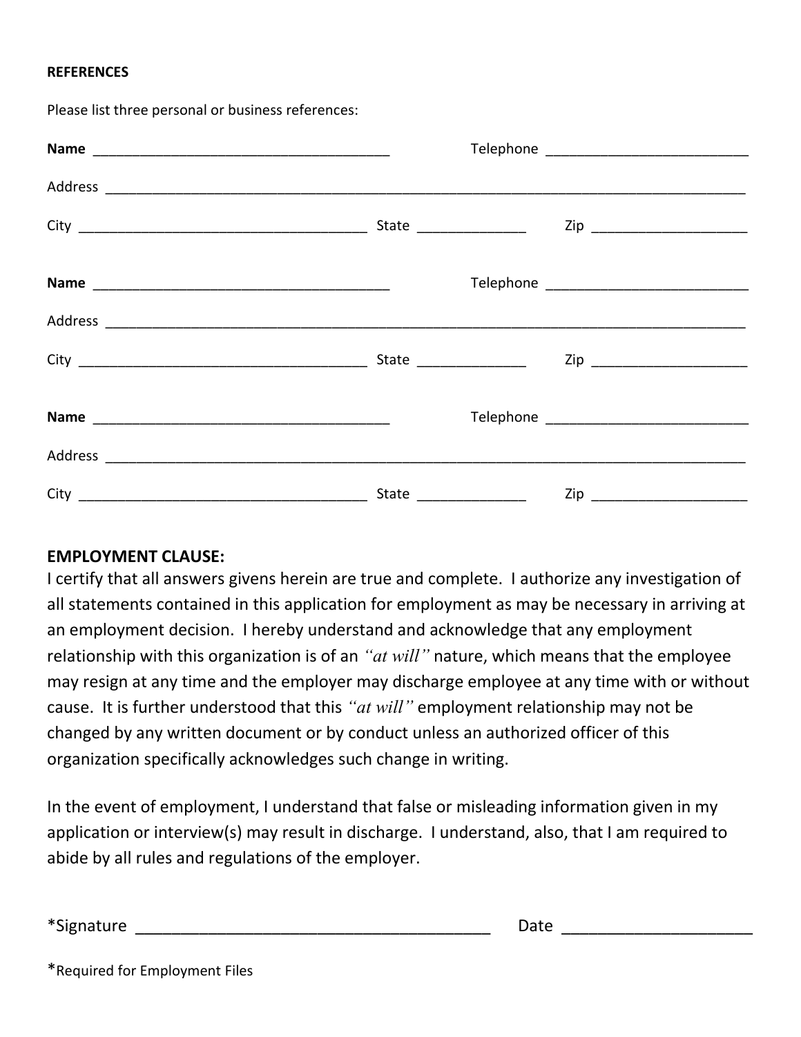**REFERENCES**

Please list three personal or business references:

**Name** ______________________________________ Telephone _________________________

Address ___________________________________________________________________________________

City ____________________________________ State _____________ Zip ___________________

**Name** ______________________________________ Telephone _________________________

Address ___________________________________________________________________________________

City ____________________________________ State _____________ Zip ___________________

**Name** ______________________________________ Telephone _________________________

Address ___________________________________________________________________________________

City ____________________________________ State _____________ Zip ___________________

**EMPLOYMENT CLAUSE:**

I certify that all answers givens herein are true and complete. I authorize any investigation of all statements contained in this application for employment as may be necessary in arriving at an employment decision. I hereby understand and acknowledge that any employment relationship with this organization is of an *"at will"* nature, which means that the employee may resign at any time and the employer may discharge employee at any time with or without cause. It is further understood that this *"at will"* employment relationship may not be changed by any written document or by conduct unless an authorized officer of this organization specifically acknowledges such change in writing.

In the event of employment, I understand that false or misleading information given in my application or interview(s) may result in discharge. I understand, also, that I am required to abide by all rules and regulations of the employer.

*Signature ______________________________________ Date ____________________

*Required for Employment Files